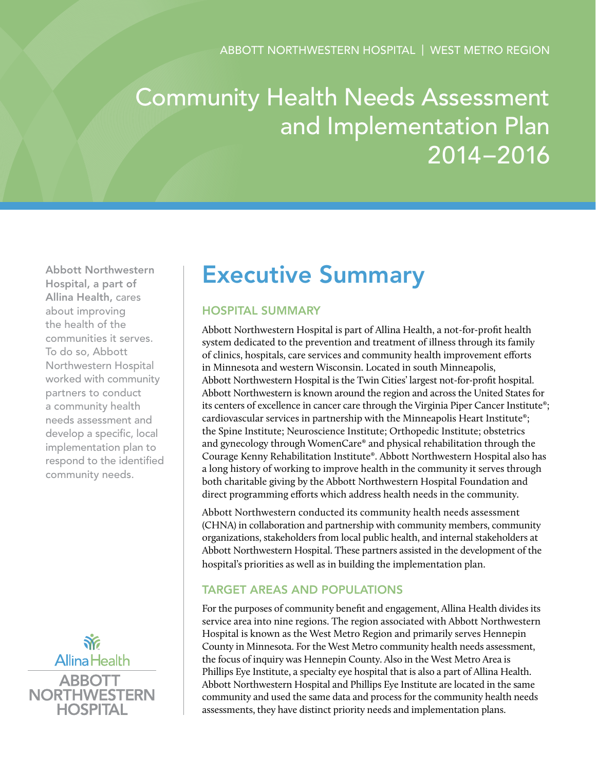ABBOTT NORTHWESTERN HOSPITAL | WEST METRO REGION

# Community Health Needs Assessment and Implementation Plan 2014–2016

**Abbott Northwestern Hospital, a part of Allina Health,** cares about improving the health of the communities it serves. To do so, Abbott Northwestern Hospital worked with community partners to conduct a community health needs assessment and develop a specific, local implementation plan to respond to the identified community needs.

## Executive Summary

### HOSPITAL SUMMARY

Abbott Northwestern Hospital is part of Allina Health, a not-for-profit health system dedicated to the prevention and treatment of illness through its family of clinics, hospitals, care services and community health improvement efforts in Minnesota and western Wisconsin. Located in south Minneapolis, Abbott Northwestern Hospital is the Twin Cities' largest not-for-profit hospital. Abbott Northwestern is known around the region and across the United States for its centers of excellence in cancer care through the Virginia Piper Cancer Institute®; cardiovascular services in partnership with the Minneapolis Heart Institute®; the Spine Institute; Neuroscience Institute; Orthopedic Institute; obstetrics and gynecology through WomenCare® and physical rehabilitation through the Courage Kenny Rehabilitation Institute®. Abbott Northwestern Hospital also has a long history of working to improve health in the community it serves through both charitable giving by the Abbott Northwestern Hospital Foundation and direct programming efforts which address health needs in the community.

Abbott Northwestern conducted its community health needs assessment (CHNA) in collaboration and partnership with community members, community organizations, stakeholders from local public health, and internal stakeholders at Abbott Northwestern Hospital. These partners assisted in the development of the hospital's priorities as well as in building the implementation plan.

### TARGET AREAS AND POPULATIONS

For the purposes of community benefit and engagement, Allina Health divides its service area into nine regions. The region associated with Abbott Northwestern Hospital is known as the West Metro Region and primarily serves Hennepin County in Minnesota. For the West Metro community health needs assessment, the focus of inquiry was Hennepin County. Also in the West Metro Area is Phillips Eye Institute, a specialty eye hospital that is also a part of Allina Health. Abbott Northwestern Hospital and Phillips Eye Institute are located in the same community and used the same data and process for the community health needs assessments, they have distinct priority needs and implementation plans.

Allina Health

ABBOTT NORTHWESTERN HOSPITAL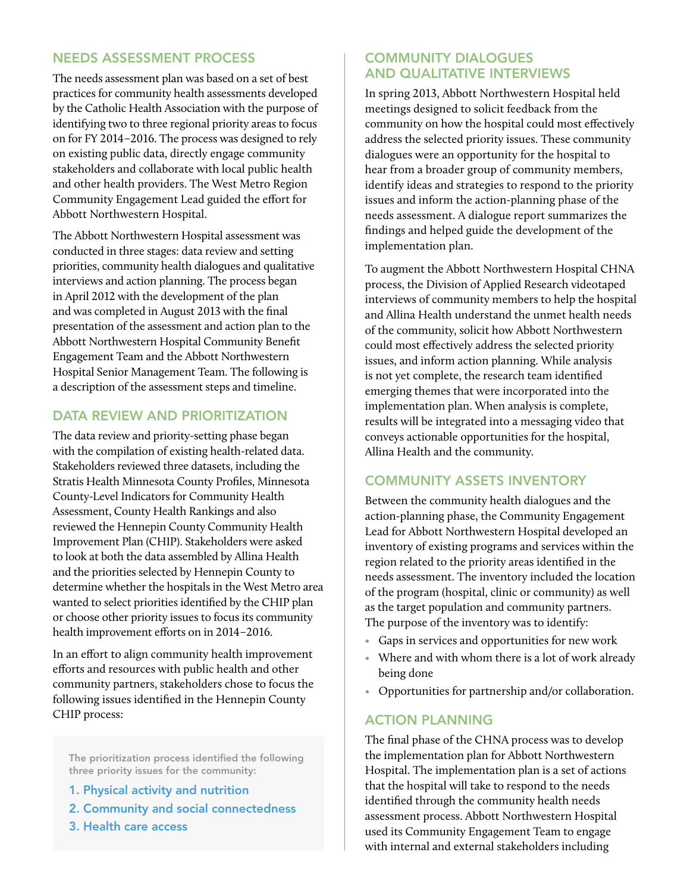## NEEDS ASSESSMENT PROCESS

The needs assessment plan was based on a set of best practices for community health assessments developed by the Catholic Health Association with the purpose of identifying two to three regional priority areas to focus on for FY 2014–2016. The process was designed to rely on existing public data, directly engage community stakeholders and collaborate with local public health and other health providers. The West Metro Region Community Engagement Lead guided the effort for Abbott Northwestern Hospital.

The Abbott Northwestern Hospital assessment was conducted in three stages: data review and setting priorities, community health dialogues and qualitative interviews and action planning. The process began in April 2012 with the development of the plan and was completed in August 2013 with the final presentation of the assessment and action plan to the Abbott Northwestern Hospital Community Benefit Engagement Team and the Abbott Northwestern Hospital Senior Management Team. The following is a description of the assessment steps and timeline.

## DATA REVIEW AND PRIORITIZATION

The data review and priority-setting phase began with the compilation of existing health-related data. Stakeholders reviewed three datasets, including the Stratis Health Minnesota County Profiles, Minnesota County-Level Indicators for Community Health Assessment, County Health Rankings and also reviewed the Hennepin County Community Health Improvement Plan (CHIP). Stakeholders were asked to look at both the data assembled by Allina Health and the priorities selected by Hennepin County to determine whether the hospitals in the West Metro area wanted to select priorities identified by the CHIP plan or choose other priority issues to focus its community health improvement efforts on in 2014–2016.

In an effort to align community health improvement efforts and resources with public health and other community partners, stakeholders chose to focus the following issues identified in the Hennepin County CHIP process:

The prioritization process identified the following three priority issues for the community:

1. Physical activity and nutrition
2. Community and social connectedness
3. Health care access

## COMMUNITY DIALOGUES AND QUALITATIVE INTERVIEWS

In spring 2013, Abbott Northwestern Hospital held meetings designed to solicit feedback from the community on how the hospital could most effectively address the selected priority issues. These community dialogues were an opportunity for the hospital to hear from a broader group of community members, identify ideas and strategies to respond to the priority issues and inform the action-planning phase of the needs assessment. A dialogue report summarizes the findings and helped guide the development of the implementation plan.

To augment the Abbott Northwestern Hospital CHNA process, the Division of Applied Research videotaped interviews of community members to help the hospital and Allina Health understand the unmet health needs of the community, solicit how Abbott Northwestern could most effectively address the selected priority issues, and inform action planning. While analysis is not yet complete, the research team identified emerging themes that were incorporated into the implementation plan. When analysis is complete, results will be integrated into a messaging video that conveys actionable opportunities for the hospital, Allina Health and the community.

## COMMUNITY ASSETS INVENTORY

Between the community health dialogues and the action-planning phase, the Community Engagement Lead for Abbott Northwestern Hospital developed an inventory of existing programs and services within the region related to the priority areas identified in the needs assessment. The inventory included the location of the program (hospital, clinic or community) as well as the target population and community partners. The purpose of the inventory was to identify:

- Gaps in services and opportunities for new work
- Where and with whom there is a lot of work already being done
- Opportunities for partnership and/or collaboration.

## ACTION PLANNING

The final phase of the CHNA process was to develop the implementation plan for Abbott Northwestern Hospital. The implementation plan is a set of actions that the hospital will take to respond to the needs identified through the community health needs assessment process. Abbott Northwestern Hospital used its Community Engagement Team to engage with internal and external stakeholders including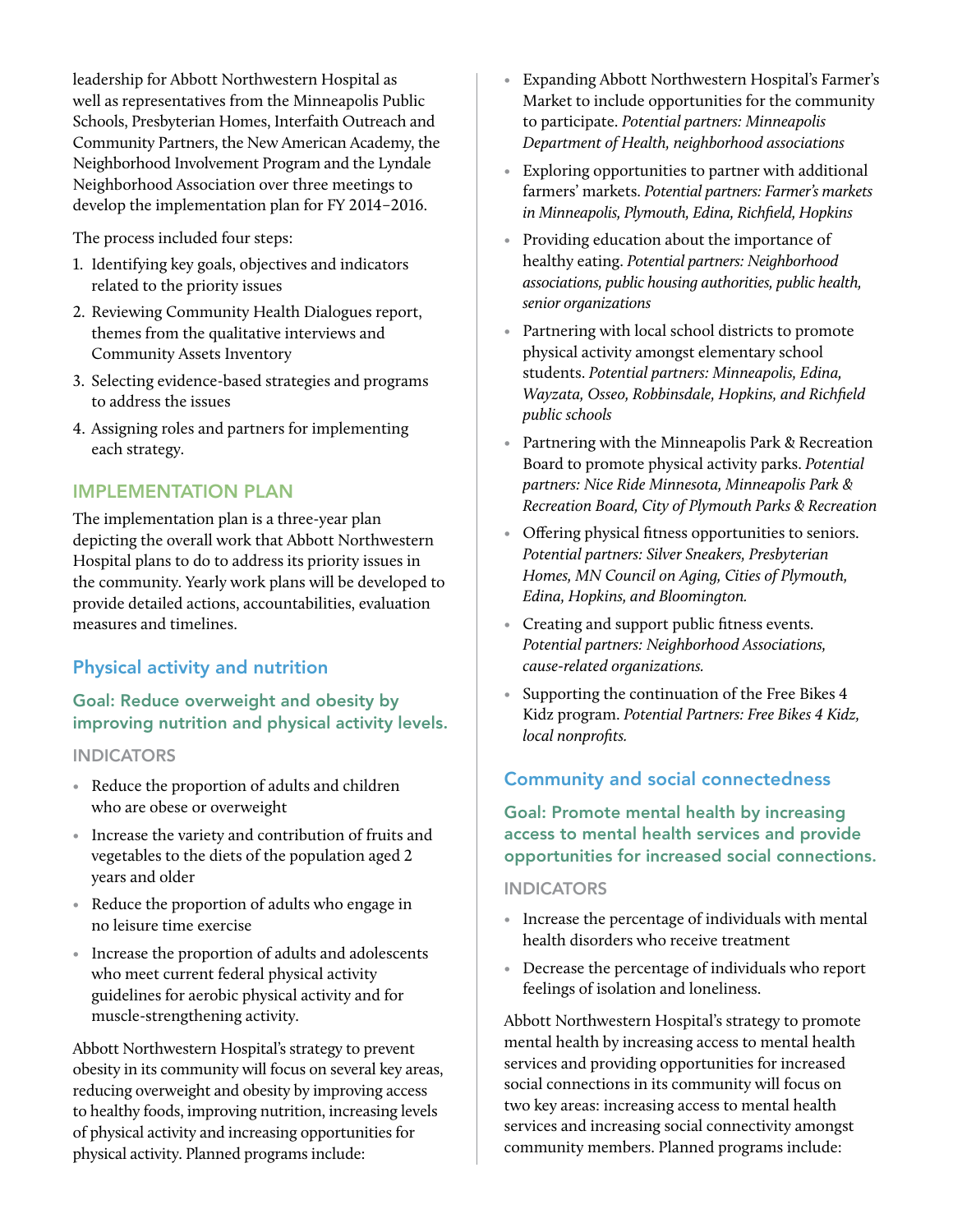leadership for Abbott Northwestern Hospital as well as representatives from the Minneapolis Public Schools, Presbyterian Homes, Interfaith Outreach and Community Partners, the New American Academy, the Neighborhood Involvement Program and the Lyndale Neighborhood Association over three meetings to develop the implementation plan for FY 2014–2016.

The process included four steps:

1. Identifying key goals, objectives and indicators related to the priority issues
2. Reviewing Community Health Dialogues report, themes from the qualitative interviews and Community Assets Inventory
3. Selecting evidence-based strategies and programs to address the issues
4. Assigning roles and partners for implementing each strategy.

## IMPLEMENTATION PLAN

The implementation plan is a three-year plan depicting the overall work that Abbott Northwestern Hospital plans to do to address its priority issues in the community. Yearly work plans will be developed to provide detailed actions, accountabilities, evaluation measures and timelines.

### Physical activity and nutrition

#### Goal: Reduce overweight and obesity by improving nutrition and physical activity levels.

INDICATORS

- Reduce the proportion of adults and children who are obese or overweight
- Increase the variety and contribution of fruits and vegetables to the diets of the population aged 2 years and older
- Reduce the proportion of adults who engage in no leisure time exercise
- Increase the proportion of adults and adolescents who meet current federal physical activity guidelines for aerobic physical activity and for muscle-strengthening activity.

Abbott Northwestern Hospital's strategy to prevent obesity in its community will focus on several key areas, reducing overweight and obesity by improving access to healthy foods, improving nutrition, increasing levels of physical activity and increasing opportunities for physical activity. Planned programs include:

- Expanding Abbott Northwestern Hospital's Farmer's Market to include opportunities for the community to participate. *Potential partners: Minneapolis Department of Health, neighborhood associations*
- Exploring opportunities to partner with additional farmers' markets. *Potential partners: Farmer's markets in Minneapolis, Plymouth, Edina, Richfield, Hopkins*
- Providing education about the importance of healthy eating. *Potential partners: Neighborhood associations, public housing authorities, public health, senior organizations*
- Partnering with local school districts to promote physical activity amongst elementary school students. *Potential partners: Minneapolis, Edina, Wayzata, Osseo, Robbinsdale, Hopkins, and Richfield public schools*
- Partnering with the Minneapolis Park & Recreation Board to promote physical activity parks. *Potential partners: Nice Ride Minnesota, Minneapolis Park & Recreation Board, City of Plymouth Parks & Recreation*
- Offering physical fitness opportunities to seniors. *Potential partners: Silver Sneakers, Presbyterian Homes, MN Council on Aging, Cities of Plymouth, Edina, Hopkins, and Bloomington.*
- Creating and support public fitness events. *Potential partners: Neighborhood Associations, cause-related organizations.*
- Supporting the continuation of the Free Bikes 4 Kidz program. *Potential Partners: Free Bikes 4 Kidz, local nonprofits.*

### Community and social connectedness

#### Goal: Promote mental health by increasing access to mental health services and provide opportunities for increased social connections.

INDICATORS

- Increase the percentage of individuals with mental health disorders who receive treatment
- Decrease the percentage of individuals who report feelings of isolation and loneliness.

Abbott Northwestern Hospital's strategy to promote mental health by increasing access to mental health services and providing opportunities for increased social connections in its community will focus on two key areas: increasing access to mental health services and increasing social connectivity amongst community members. Planned programs include: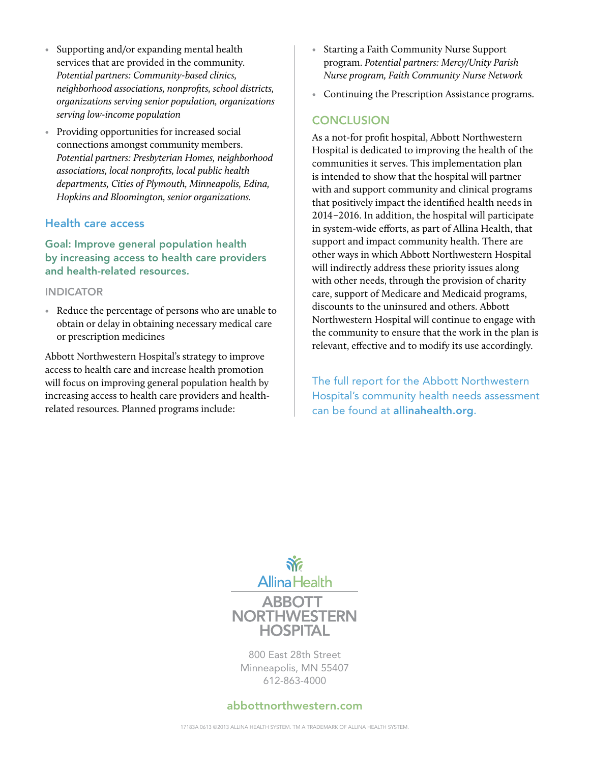- Supporting and/or expanding mental health services that are provided in the community. *Potential partners: Community-based clinics, neighborhood associations, nonprofits, school districts, organizations serving senior population, organizations serving low-income population*
- Providing opportunities for increased social connections amongst community members. *Potential partners: Presbyterian Homes, neighborhood associations, local nonprofits, local public health departments, Cities of Plymouth, Minneapolis, Edina, Hopkins and Bloomington, senior organizations.*

## Health care access

### Goal: Improve general population health by increasing access to health care providers and health-related resources.

#### INDICATOR

- Reduce the percentage of persons who are unable to obtain or delay in obtaining necessary medical care or prescription medicines

Abbott Northwestern Hospital's strategy to improve access to health care and increase health promotion will focus on improving general population health by increasing access to health care providers and health-related resources. Planned programs include:

- Starting a Faith Community Nurse Support program. *Potential partners: Mercy/Unity Parish Nurse program, Faith Community Nurse Network*
- Continuing the Prescription Assistance programs.

## CONCLUSION

As a not-for profit hospital, Abbott Northwestern Hospital is dedicated to improving the health of the communities it serves. This implementation plan is intended to show that the hospital will partner with and support community and clinical programs that positively impact the identified health needs in 2014–2016. In addition, the hospital will participate in system-wide efforts, as part of Allina Health, that support and impact community health. There are other ways in which Abbott Northwestern Hospital will indirectly address these priority issues along with other needs, through the provision of charity care, support of Medicare and Medicaid programs, discounts to the uninsured and others. Abbott Northwestern Hospital will continue to engage with the community to ensure that the work in the plan is relevant, effective and to modify its use accordingly.

The full report for the Abbott Northwestern Hospital's community health needs assessment can be found at **allinahealth.org**.

Allina Health

ABBOTT NORTHWESTERN HOSPITAL

800 East 28th Street
Minneapolis, MN 55407
612-863-4000

abbottnorthwestern.com

17183A 0613 ©2013 ALLINA HEALTH SYSTEM. TM A TRADEMARK OF ALLINA HEALTH SYSTEM.